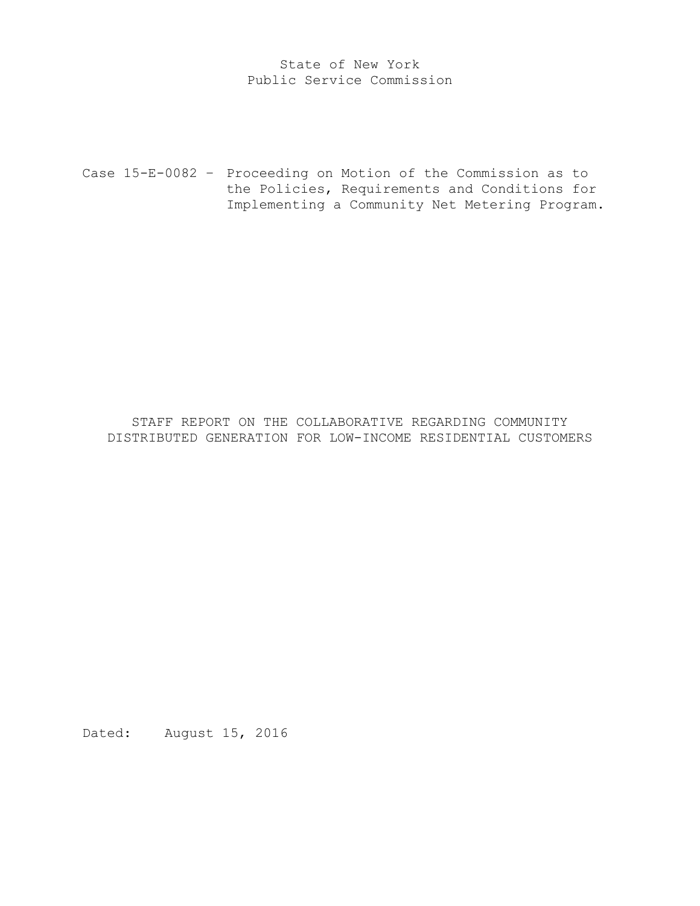State of New York
Public Service Commission

Case 15-E-0082 – Proceeding on Motion of the Commission as to the Policies, Requirements and Conditions for Implementing a Community Net Metering Program.

# STAFF REPORT ON THE COLLABORATIVE REGARDING COMMUNITY DISTRIBUTED GENERATION FOR LOW-INCOME RESIDENTIAL CUSTOMERS

Dated: August 15, 2016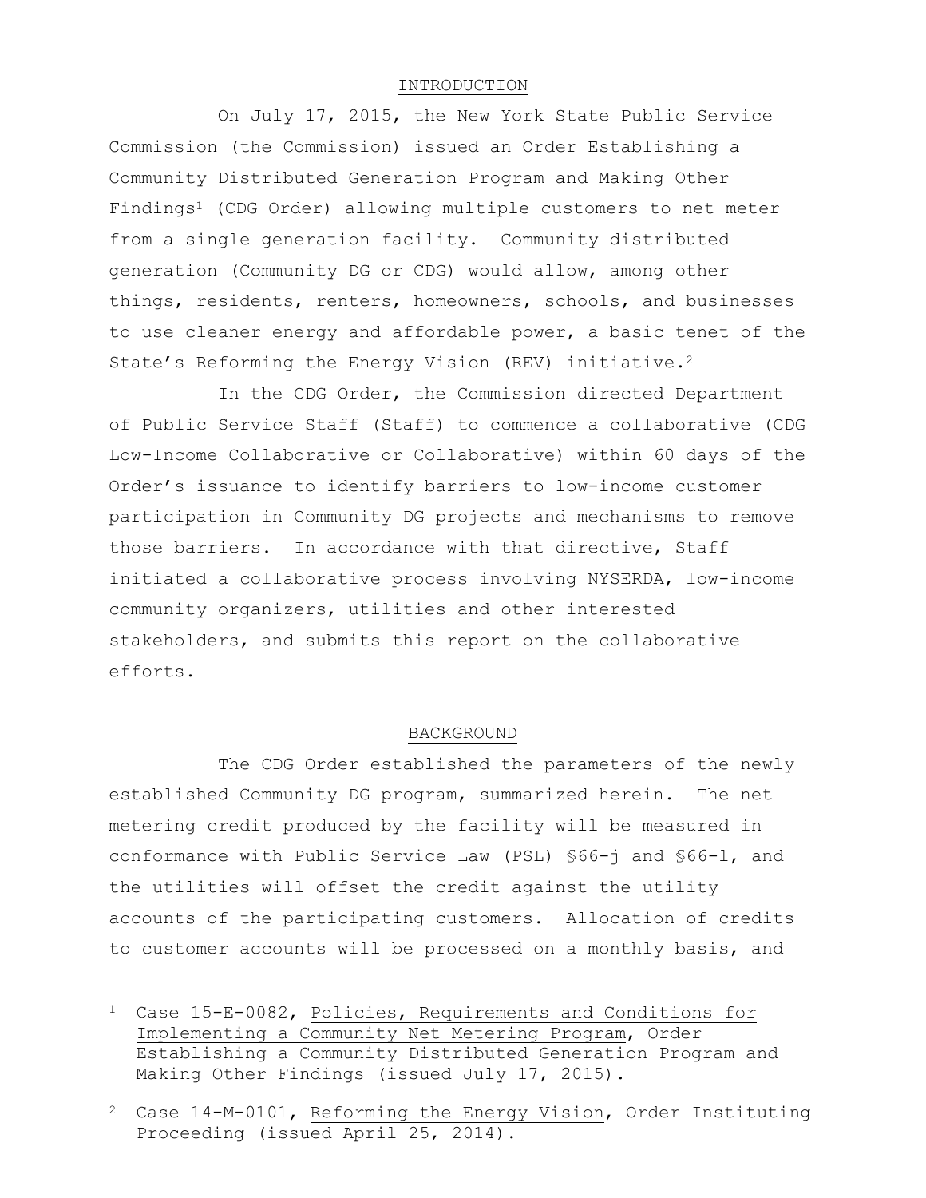## INTRODUCTION

On July 17, 2015, the New York State Public Service Commission (the Commission) issued an Order Establishing a Community Distributed Generation Program and Making Other Findings[1] (CDG Order) allowing multiple customers to net meter from a single generation facility. Community distributed generation (Community DG or CDG) would allow, among other things, residents, renters, homeowners, schools, and businesses to use cleaner energy and affordable power, a basic tenet of the State's Reforming the Energy Vision (REV) initiative.[2]

In the CDG Order, the Commission directed Department of Public Service Staff (Staff) to commence a collaborative (CDG Low-Income Collaborative or Collaborative) within 60 days of the Order's issuance to identify barriers to low-income customer participation in Community DG projects and mechanisms to remove those barriers. In accordance with that directive, Staff initiated a collaborative process involving NYSERDA, low-income community organizers, utilities and other interested stakeholders, and submits this report on the collaborative efforts.

## BACKGROUND

The CDG Order established the parameters of the newly established Community DG program, summarized herein. The net metering credit produced by the facility will be measured in conformance with Public Service Law (PSL) §66-j and §66-l, and the utilities will offset the credit against the utility accounts of the participating customers. Allocation of credits to customer accounts will be processed on a monthly basis, and

---

[1] Case 15-E-0082, Policies, Requirements and Conditions for Implementing a Community Net Metering Program, Order Establishing a Community Distributed Generation Program and Making Other Findings (issued July 17, 2015).

[2] Case 14-M-0101, Reforming the Energy Vision, Order Instituting Proceeding (issued April 25, 2014).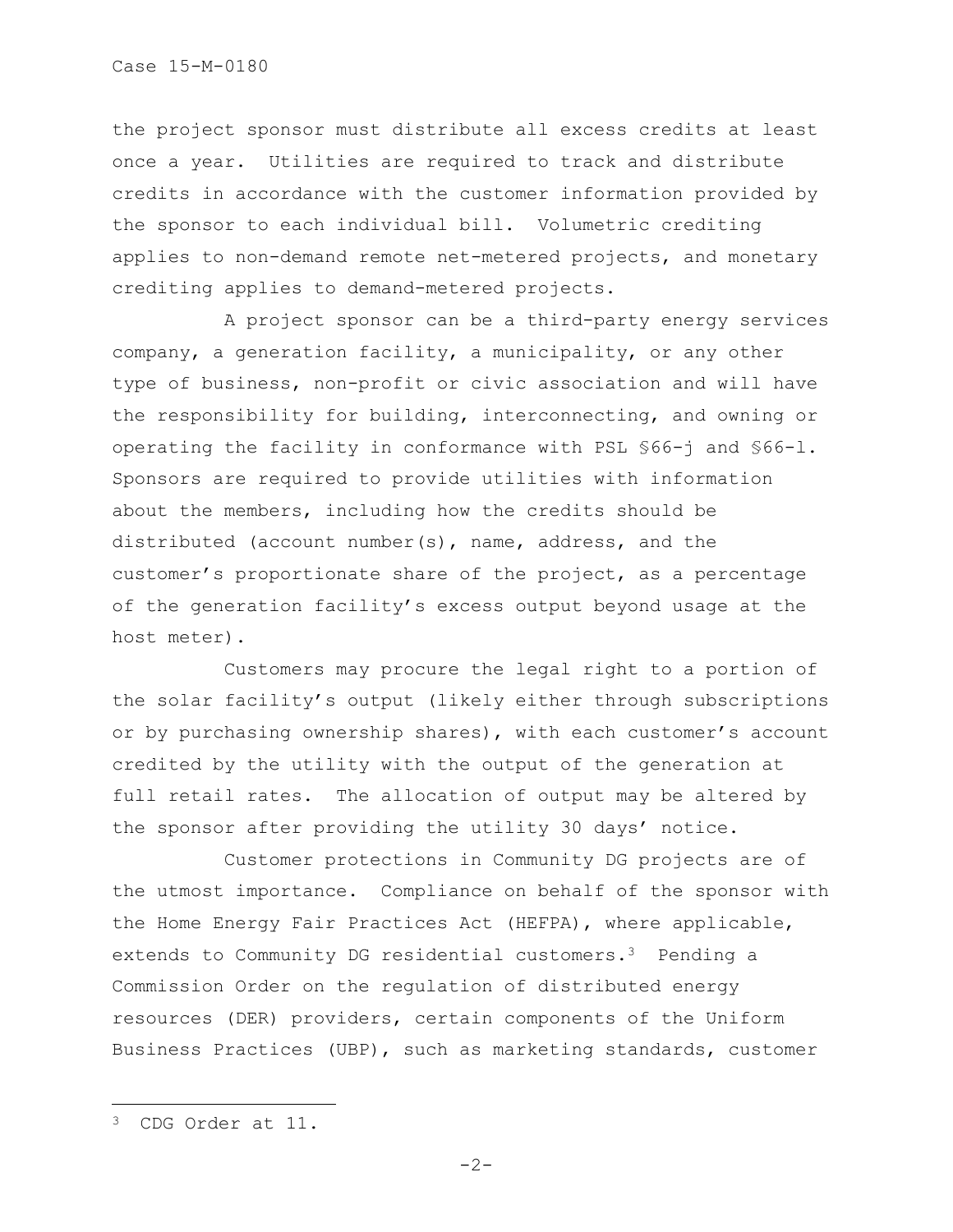the project sponsor must distribute all excess credits at least once a year. Utilities are required to track and distribute credits in accordance with the customer information provided by the sponsor to each individual bill. Volumetric crediting applies to non-demand remote net-metered projects, and monetary crediting applies to demand-metered projects.

A project sponsor can be a third-party energy services company, a generation facility, a municipality, or any other type of business, non-profit or civic association and will have the responsibility for building, interconnecting, and owning or operating the facility in conformance with PSL §66-j and §66-l. Sponsors are required to provide utilities with information about the members, including how the credits should be distributed (account number(s), name, address, and the customer's proportionate share of the project, as a percentage of the generation facility's excess output beyond usage at the host meter).

Customers may procure the legal right to a portion of the solar facility's output (likely either through subscriptions or by purchasing ownership shares), with each customer's account credited by the utility with the output of the generation at full retail rates. The allocation of output may be altered by the sponsor after providing the utility 30 days' notice.

Customer protections in Community DG projects are of the utmost importance. Compliance on behalf of the sponsor with the Home Energy Fair Practices Act (HEFPA), where applicable, extends to Community DG residential customers.[3] Pending a Commission Order on the regulation of distributed energy resources (DER) providers, certain components of the Uniform Business Practices (UBP), such as marketing standards, customer

---

[3] CDG Order at 11.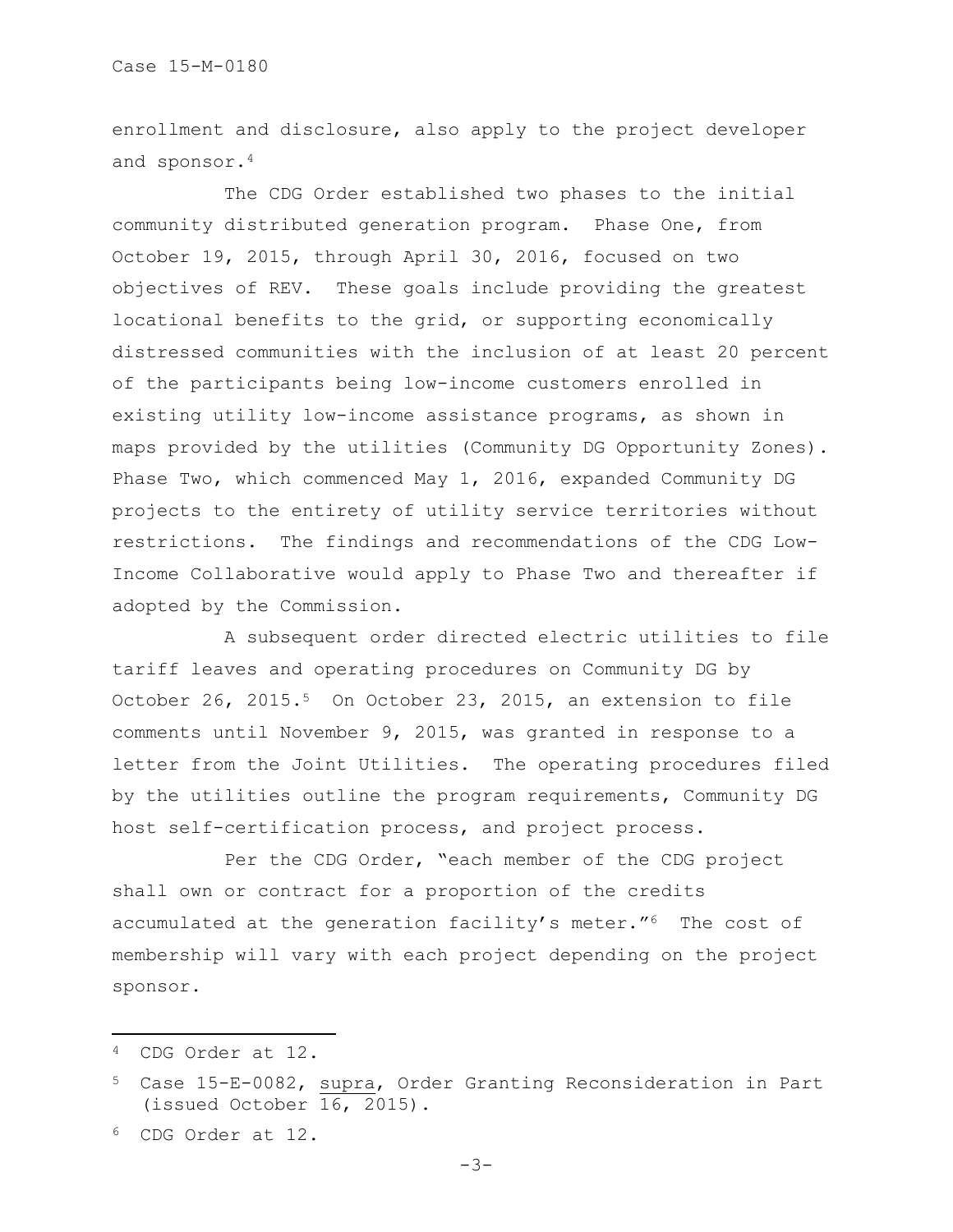enrollment and disclosure, also apply to the project developer and sponsor.[4]

The CDG Order established two phases to the initial community distributed generation program. Phase One, from October 19, 2015, through April 30, 2016, focused on two objectives of REV. These goals include providing the greatest locational benefits to the grid, or supporting economically distressed communities with the inclusion of at least 20 percent of the participants being low-income customers enrolled in existing utility low-income assistance programs, as shown in maps provided by the utilities (Community DG Opportunity Zones). Phase Two, which commenced May 1, 2016, expanded Community DG projects to the entirety of utility service territories without restrictions. The findings and recommendations of the CDG Low-Income Collaborative would apply to Phase Two and thereafter if adopted by the Commission.

A subsequent order directed electric utilities to file tariff leaves and operating procedures on Community DG by October 26, 2015.[5] On October 23, 2015, an extension to file comments until November 9, 2015, was granted in response to a letter from the Joint Utilities. The operating procedures filed by the utilities outline the program requirements, Community DG host self-certification process, and project process.

Per the CDG Order, "each member of the CDG project shall own or contract for a proportion of the credits accumulated at the generation facility's meter."[6] The cost of membership will vary with each project depending on the project sponsor.

---

[4] CDG Order at 12.

[5] Case 15-E-0082, supra, Order Granting Reconsideration in Part (issued October 16, 2015).

[6] CDG Order at 12.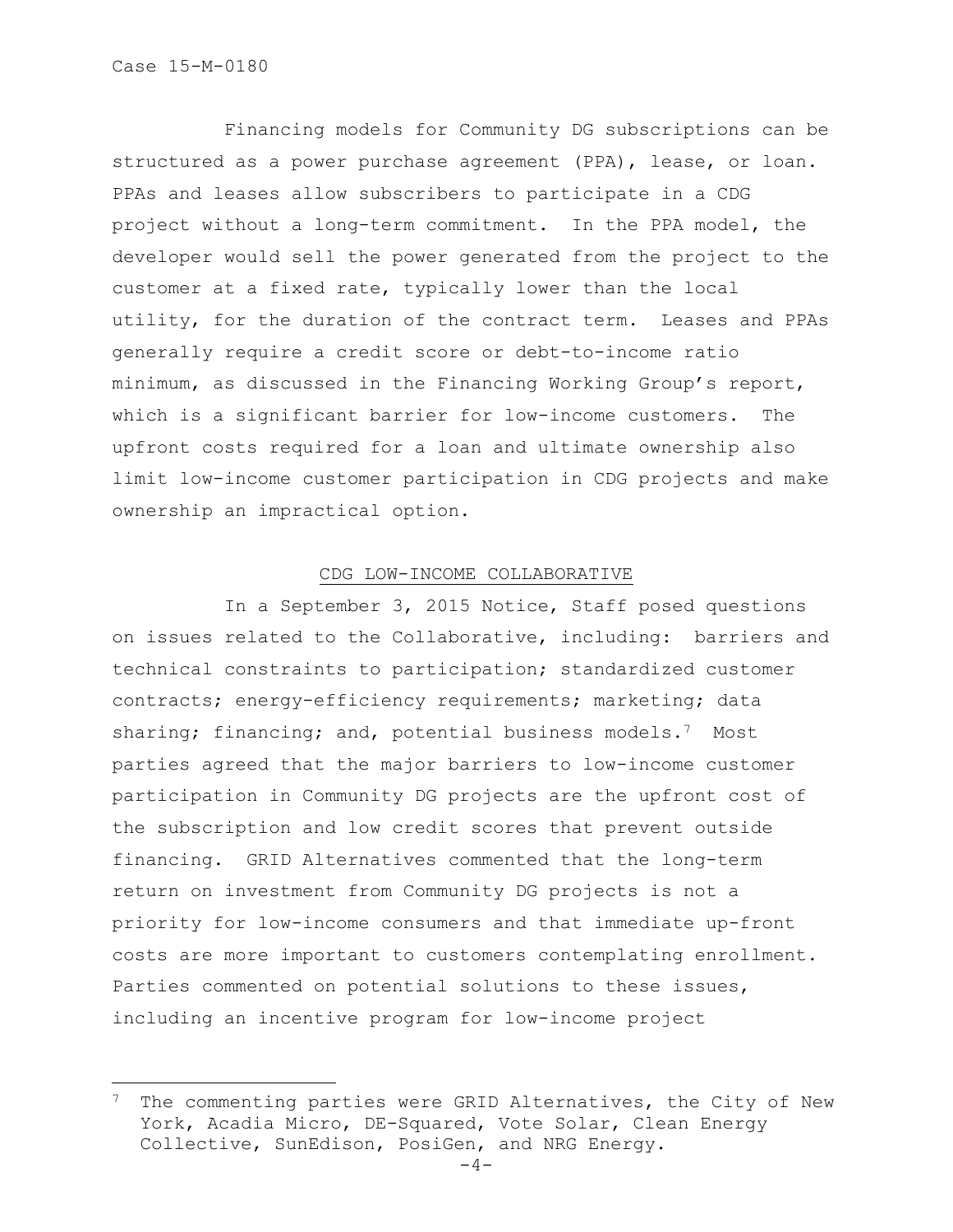Financing models for Community DG subscriptions can be structured as a power purchase agreement (PPA), lease, or loan. PPAs and leases allow subscribers to participate in a CDG project without a long-term commitment. In the PPA model, the developer would sell the power generated from the project to the customer at a fixed rate, typically lower than the local utility, for the duration of the contract term. Leases and PPAs generally require a credit score or debt-to-income ratio minimum, as discussed in the Financing Working Group's report, which is a significant barrier for low-income customers. The upfront costs required for a loan and ultimate ownership also limit low-income customer participation in CDG projects and make ownership an impractical option.

## CDG LOW-INCOME COLLABORATIVE

In a September 3, 2015 Notice, Staff posed questions on issues related to the Collaborative, including: barriers and technical constraints to participation; standardized customer contracts; energy-efficiency requirements; marketing; data sharing; financing; and, potential business models.[7] Most parties agreed that the major barriers to low-income customer participation in Community DG projects are the upfront cost of the subscription and low credit scores that prevent outside financing. GRID Alternatives commented that the long-term return on investment from Community DG projects is not a priority for low-income consumers and that immediate up-front costs are more important to customers contemplating enrollment. Parties commented on potential solutions to these issues, including an incentive program for low-income project

---

[7] The commenting parties were GRID Alternatives, the City of New York, Acadia Micro, DE-Squared, Vote Solar, Clean Energy Collective, SunEdison, PosiGen, and NRG Energy.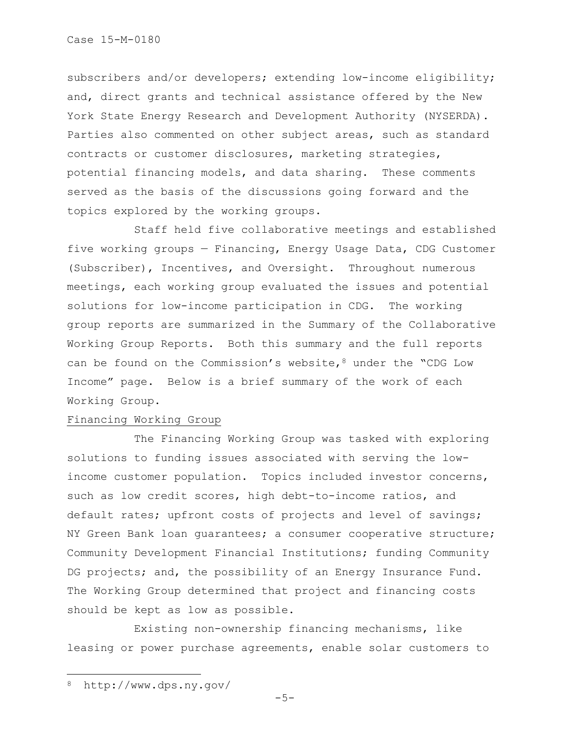subscribers and/or developers; extending low-income eligibility; and, direct grants and technical assistance offered by the New York State Energy Research and Development Authority (NYSERDA). Parties also commented on other subject areas, such as standard contracts or customer disclosures, marketing strategies, potential financing models, and data sharing. These comments served as the basis of the discussions going forward and the topics explored by the working groups.

Staff held five collaborative meetings and established five working groups — Financing, Energy Usage Data, CDG Customer (Subscriber), Incentives, and Oversight. Throughout numerous meetings, each working group evaluated the issues and potential solutions for low-income participation in CDG. The working group reports are summarized in the Summary of the Collaborative Working Group Reports. Both this summary and the full reports can be found on the Commission's website,[8] under the "CDG Low Income" page. Below is a brief summary of the work of each Working Group.

Financing Working Group

The Financing Working Group was tasked with exploring solutions to funding issues associated with serving the low-income customer population. Topics included investor concerns, such as low credit scores, high debt-to-income ratios, and default rates; upfront costs of projects and level of savings; NY Green Bank loan guarantees; a consumer cooperative structure; Community Development Financial Institutions; funding Community DG projects; and, the possibility of an Energy Insurance Fund. The Working Group determined that project and financing costs should be kept as low as possible.

Existing non-ownership financing mechanisms, like leasing or power purchase agreements, enable solar customers to

---

[8] http://www.dps.ny.gov/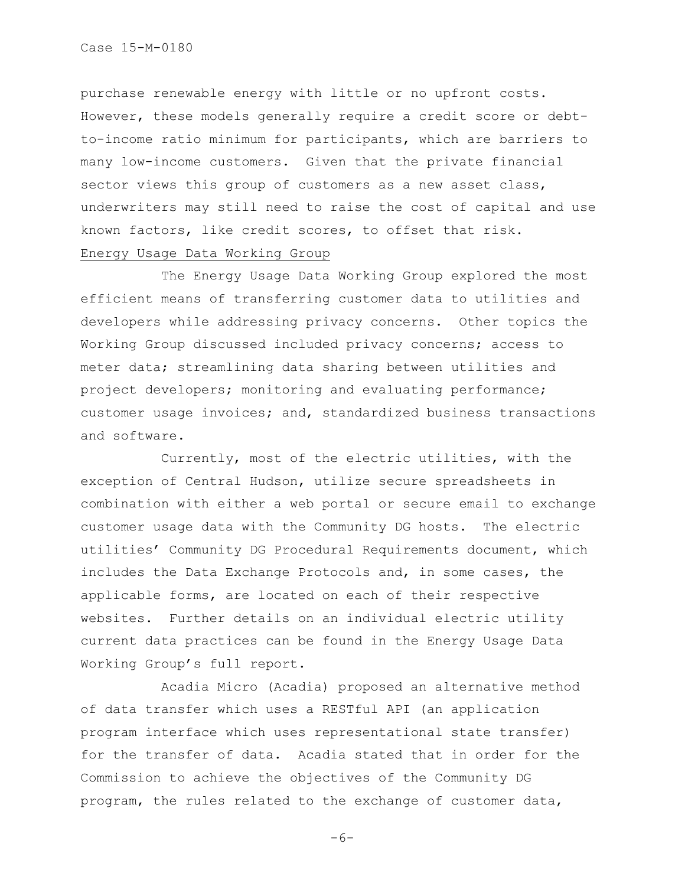purchase renewable energy with little or no upfront costs. However, these models generally require a credit score or debt-to-income ratio minimum for participants, which are barriers to many low-income customers. Given that the private financial sector views this group of customers as a new asset class, underwriters may still need to raise the cost of capital and use known factors, like credit scores, to offset that risk.

<u>Energy Usage Data Working Group</u>

The Energy Usage Data Working Group explored the most efficient means of transferring customer data to utilities and developers while addressing privacy concerns. Other topics the Working Group discussed included privacy concerns; access to meter data; streamlining data sharing between utilities and project developers; monitoring and evaluating performance; customer usage invoices; and, standardized business transactions and software.

Currently, most of the electric utilities, with the exception of Central Hudson, utilize secure spreadsheets in combination with either a web portal or secure email to exchange customer usage data with the Community DG hosts. The electric utilities' Community DG Procedural Requirements document, which includes the Data Exchange Protocols and, in some cases, the applicable forms, are located on each of their respective websites. Further details on an individual electric utility current data practices can be found in the Energy Usage Data Working Group's full report.

Acadia Micro (Acadia) proposed an alternative method of data transfer which uses a RESTful API (an application program interface which uses representational state transfer) for the transfer of data. Acadia stated that in order for the Commission to achieve the objectives of the Community DG program, the rules related to the exchange of customer data,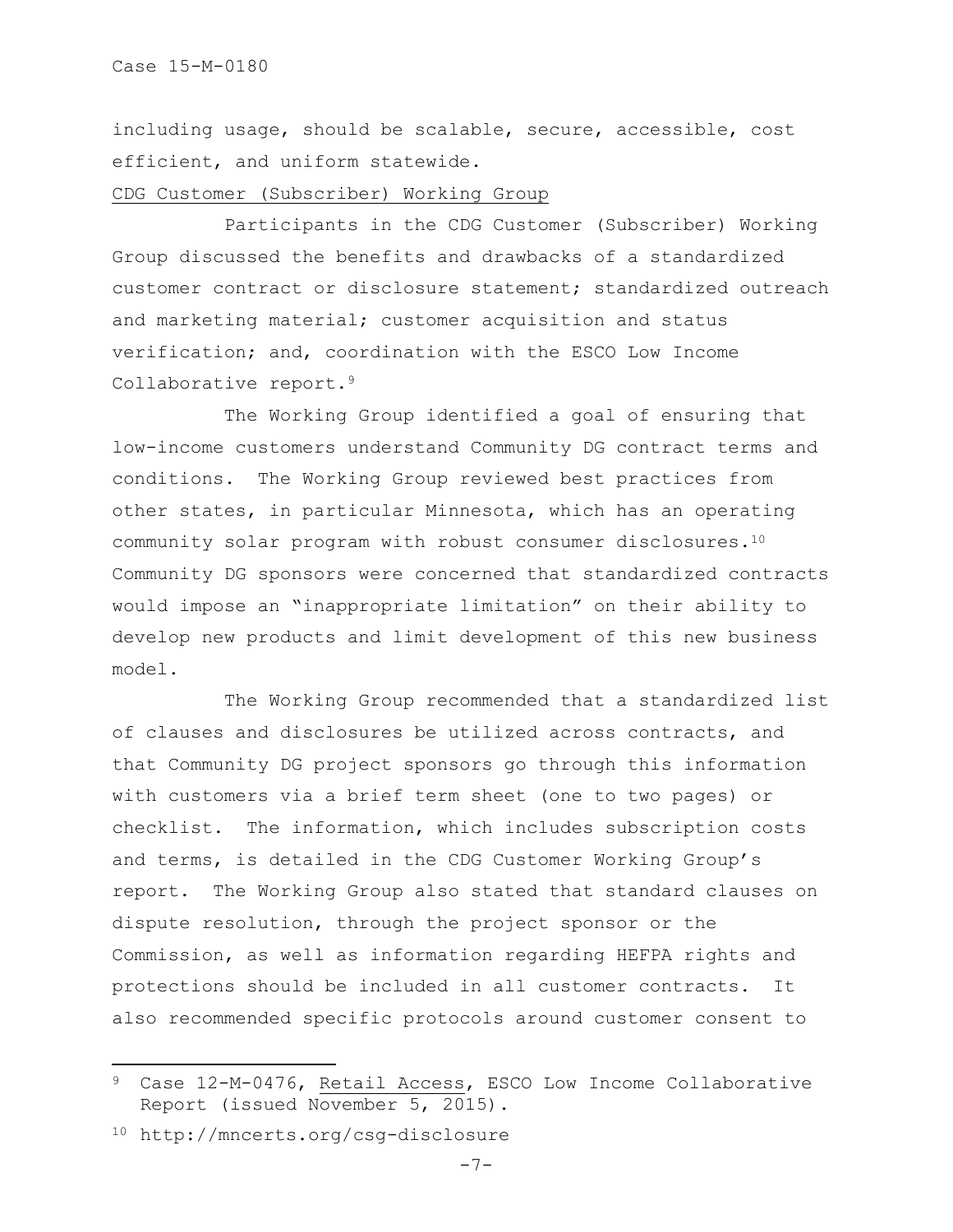including usage, should be scalable, secure, accessible, cost efficient, and uniform statewide.

CDG Customer (Subscriber) Working Group

Participants in the CDG Customer (Subscriber) Working Group discussed the benefits and drawbacks of a standardized customer contract or disclosure statement; standardized outreach and marketing material; customer acquisition and status verification; and, coordination with the ESCO Low Income Collaborative report.[9]

The Working Group identified a goal of ensuring that low-income customers understand Community DG contract terms and conditions. The Working Group reviewed best practices from other states, in particular Minnesota, which has an operating community solar program with robust consumer disclosures.[10] Community DG sponsors were concerned that standardized contracts would impose an "inappropriate limitation" on their ability to develop new products and limit development of this new business model.

The Working Group recommended that a standardized list of clauses and disclosures be utilized across contracts, and that Community DG project sponsors go through this information with customers via a brief term sheet (one to two pages) or checklist. The information, which includes subscription costs and terms, is detailed in the CDG Customer Working Group's report. The Working Group also stated that standard clauses on dispute resolution, through the project sponsor or the Commission, as well as information regarding HEFPA rights and protections should be included in all customer contracts. It also recommended specific protocols around customer consent to

---

[9] Case 12-M-0476, Retail Access, ESCO Low Income Collaborative Report (issued November 5, 2015).

[10] http://mncerts.org/csg-disclosure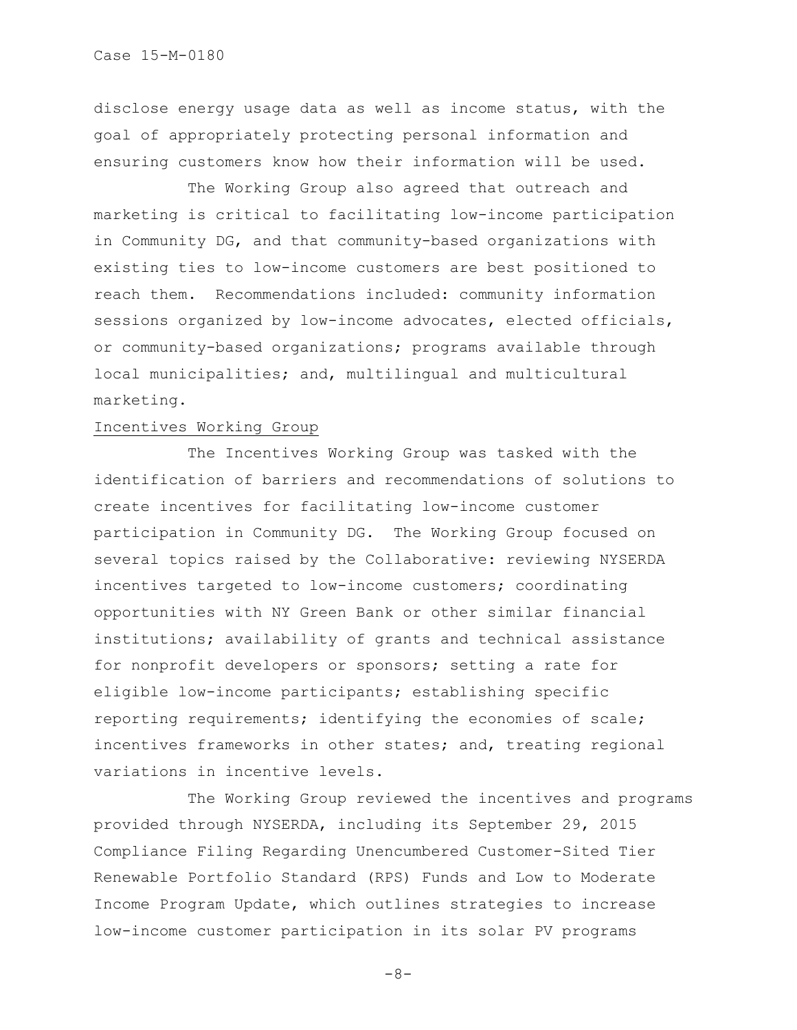disclose energy usage data as well as income status, with the goal of appropriately protecting personal information and ensuring customers know how their information will be used.

The Working Group also agreed that outreach and marketing is critical to facilitating low-income participation in Community DG, and that community-based organizations with existing ties to low-income customers are best positioned to reach them. Recommendations included: community information sessions organized by low-income advocates, elected officials, or community-based organizations; programs available through local municipalities; and, multilingual and multicultural marketing.

Incentives Working Group

The Incentives Working Group was tasked with the identification of barriers and recommendations of solutions to create incentives for facilitating low-income customer participation in Community DG. The Working Group focused on several topics raised by the Collaborative: reviewing NYSERDA incentives targeted to low-income customers; coordinating opportunities with NY Green Bank or other similar financial institutions; availability of grants and technical assistance for nonprofit developers or sponsors; setting a rate for eligible low-income participants; establishing specific reporting requirements; identifying the economies of scale; incentives frameworks in other states; and, treating regional variations in incentive levels.

The Working Group reviewed the incentives and programs provided through NYSERDA, including its September 29, 2015 Compliance Filing Regarding Unencumbered Customer-Sited Tier Renewable Portfolio Standard (RPS) Funds and Low to Moderate Income Program Update, which outlines strategies to increase low-income customer participation in its solar PV programs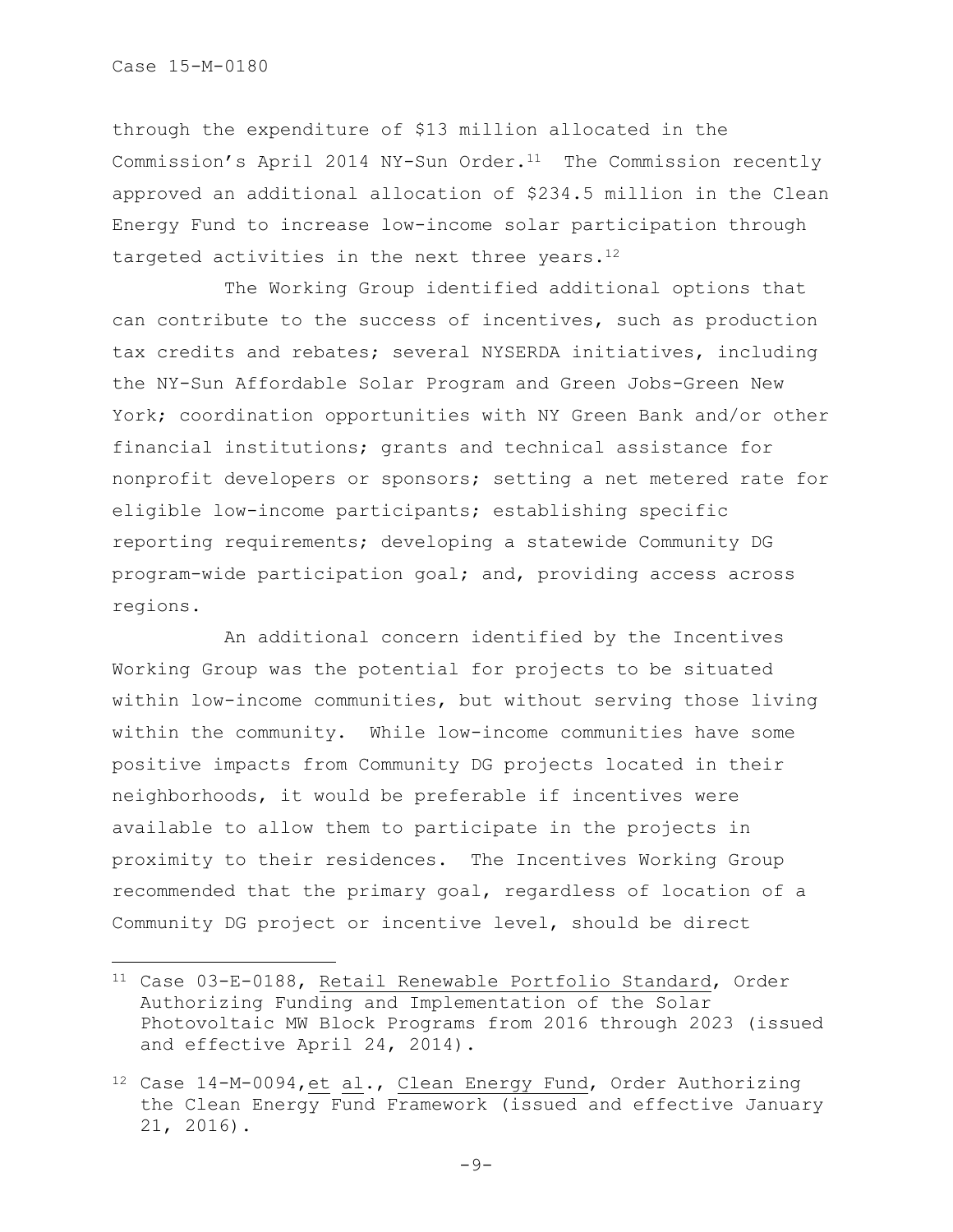through the expenditure of $13 million allocated in the Commission's April 2014 NY-Sun Order.[11] The Commission recently approved an additional allocation of $234.5 million in the Clean Energy Fund to increase low-income solar participation through targeted activities in the next three years.[12]

The Working Group identified additional options that can contribute to the success of incentives, such as production tax credits and rebates; several NYSERDA initiatives, including the NY-Sun Affordable Solar Program and Green Jobs-Green New York; coordination opportunities with NY Green Bank and/or other financial institutions; grants and technical assistance for nonprofit developers or sponsors; setting a net metered rate for eligible low-income participants; establishing specific reporting requirements; developing a statewide Community DG program-wide participation goal; and, providing access across regions.

An additional concern identified by the Incentives Working Group was the potential for projects to be situated within low-income communities, but without serving those living within the community. While low-income communities have some positive impacts from Community DG projects located in their neighborhoods, it would be preferable if incentives were available to allow them to participate in the projects in proximity to their residences. The Incentives Working Group recommended that the primary goal, regardless of location of a Community DG project or incentive level, should be direct

---

[11] Case 03-E-0188, Retail Renewable Portfolio Standard, Order Authorizing Funding and Implementation of the Solar Photovoltaic MW Block Programs from 2016 through 2023 (issued and effective April 24, 2014).

[12] Case 14-M-0094, et al., Clean Energy Fund, Order Authorizing the Clean Energy Fund Framework (issued and effective January 21, 2016).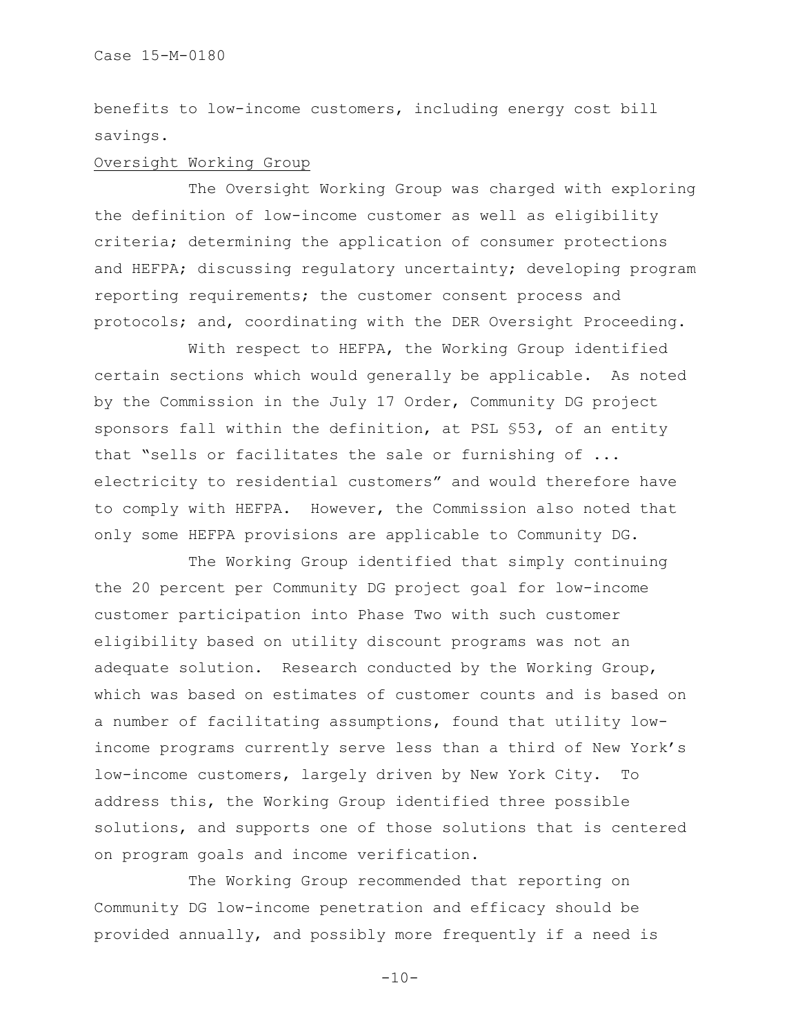benefits to low-income customers, including energy cost bill savings.

Oversight Working Group

The Oversight Working Group was charged with exploring the definition of low-income customer as well as eligibility criteria; determining the application of consumer protections and HEFPA; discussing regulatory uncertainty; developing program reporting requirements; the customer consent process and protocols; and, coordinating with the DER Oversight Proceeding.

With respect to HEFPA, the Working Group identified certain sections which would generally be applicable. As noted by the Commission in the July 17 Order, Community DG project sponsors fall within the definition, at PSL §53, of an entity that "sells or facilitates the sale or furnishing of ... electricity to residential customers" and would therefore have to comply with HEFPA. However, the Commission also noted that only some HEFPA provisions are applicable to Community DG.

The Working Group identified that simply continuing the 20 percent per Community DG project goal for low-income customer participation into Phase Two with such customer eligibility based on utility discount programs was not an adequate solution. Research conducted by the Working Group, which was based on estimates of customer counts and is based on a number of facilitating assumptions, found that utility low-income programs currently serve less than a third of New York's low-income customers, largely driven by New York City. To address this, the Working Group identified three possible solutions, and supports one of those solutions that is centered on program goals and income verification.

The Working Group recommended that reporting on Community DG low-income penetration and efficacy should be provided annually, and possibly more frequently if a need is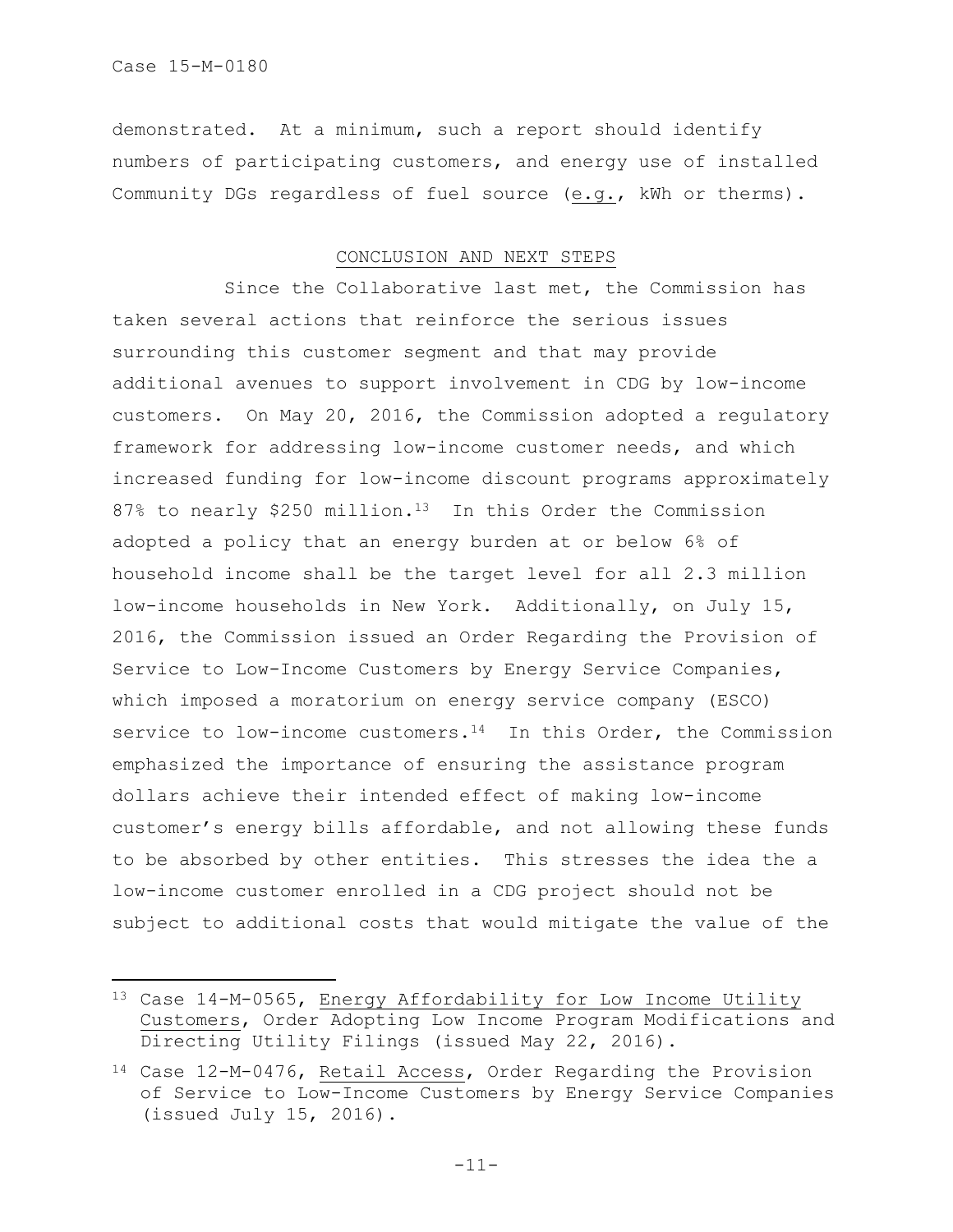demonstrated. At a minimum, such a report should identify numbers of participating customers, and energy use of installed Community DGs regardless of fuel source (e.g., kWh or therms).

## CONCLUSION AND NEXT STEPS

Since the Collaborative last met, the Commission has taken several actions that reinforce the serious issues surrounding this customer segment and that may provide additional avenues to support involvement in CDG by low-income customers. On May 20, 2016, the Commission adopted a regulatory framework for addressing low-income customer needs, and which increased funding for low-income discount programs approximately 87% to nearly $250 million.[13] In this Order the Commission adopted a policy that an energy burden at or below 6% of household income shall be the target level for all 2.3 million low-income households in New York. Additionally, on July 15, 2016, the Commission issued an Order Regarding the Provision of Service to Low-Income Customers by Energy Service Companies, which imposed a moratorium on energy service company (ESCO) service to low-income customers.[14] In this Order, the Commission emphasized the importance of ensuring the assistance program dollars achieve their intended effect of making low-income customer's energy bills affordable, and not allowing these funds to be absorbed by other entities. This stresses the idea the a low-income customer enrolled in a CDG project should not be subject to additional costs that would mitigate the value of the

---

[13] Case 14-M-0565, Energy Affordability for Low Income Utility Customers, Order Adopting Low Income Program Modifications and Directing Utility Filings (issued May 22, 2016).

[14] Case 12-M-0476, Retail Access, Order Regarding the Provision of Service to Low-Income Customers by Energy Service Companies (issued July 15, 2016).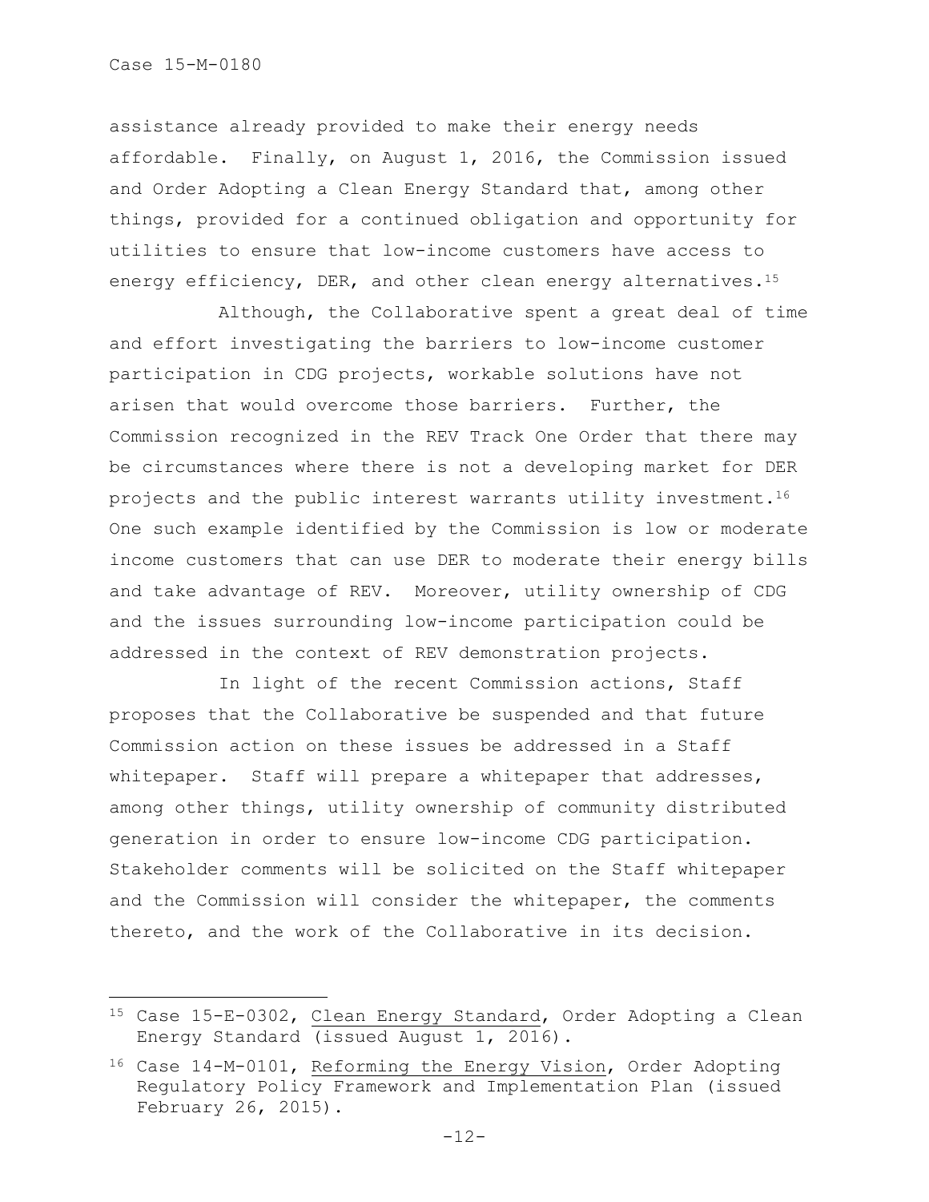assistance already provided to make their energy needs affordable. Finally, on August 1, 2016, the Commission issued and Order Adopting a Clean Energy Standard that, among other things, provided for a continued obligation and opportunity for utilities to ensure that low-income customers have access to energy efficiency, DER, and other clean energy alternatives.[15]

Although, the Collaborative spent a great deal of time and effort investigating the barriers to low-income customer participation in CDG projects, workable solutions have not arisen that would overcome those barriers. Further, the Commission recognized in the REV Track One Order that there may be circumstances where there is not a developing market for DER projects and the public interest warrants utility investment.[16] One such example identified by the Commission is low or moderate income customers that can use DER to moderate their energy bills and take advantage of REV. Moreover, utility ownership of CDG and the issues surrounding low-income participation could be addressed in the context of REV demonstration projects.

In light of the recent Commission actions, Staff proposes that the Collaborative be suspended and that future Commission action on these issues be addressed in a Staff whitepaper. Staff will prepare a whitepaper that addresses, among other things, utility ownership of community distributed generation in order to ensure low-income CDG participation. Stakeholder comments will be solicited on the Staff whitepaper and the Commission will consider the whitepaper, the comments thereto, and the work of the Collaborative in its decision.

---

[15] Case 15-E-0302, Clean Energy Standard, Order Adopting a Clean Energy Standard (issued August 1, 2016).

[16] Case 14-M-0101, Reforming the Energy Vision, Order Adopting Regulatory Policy Framework and Implementation Plan (issued February 26, 2015).